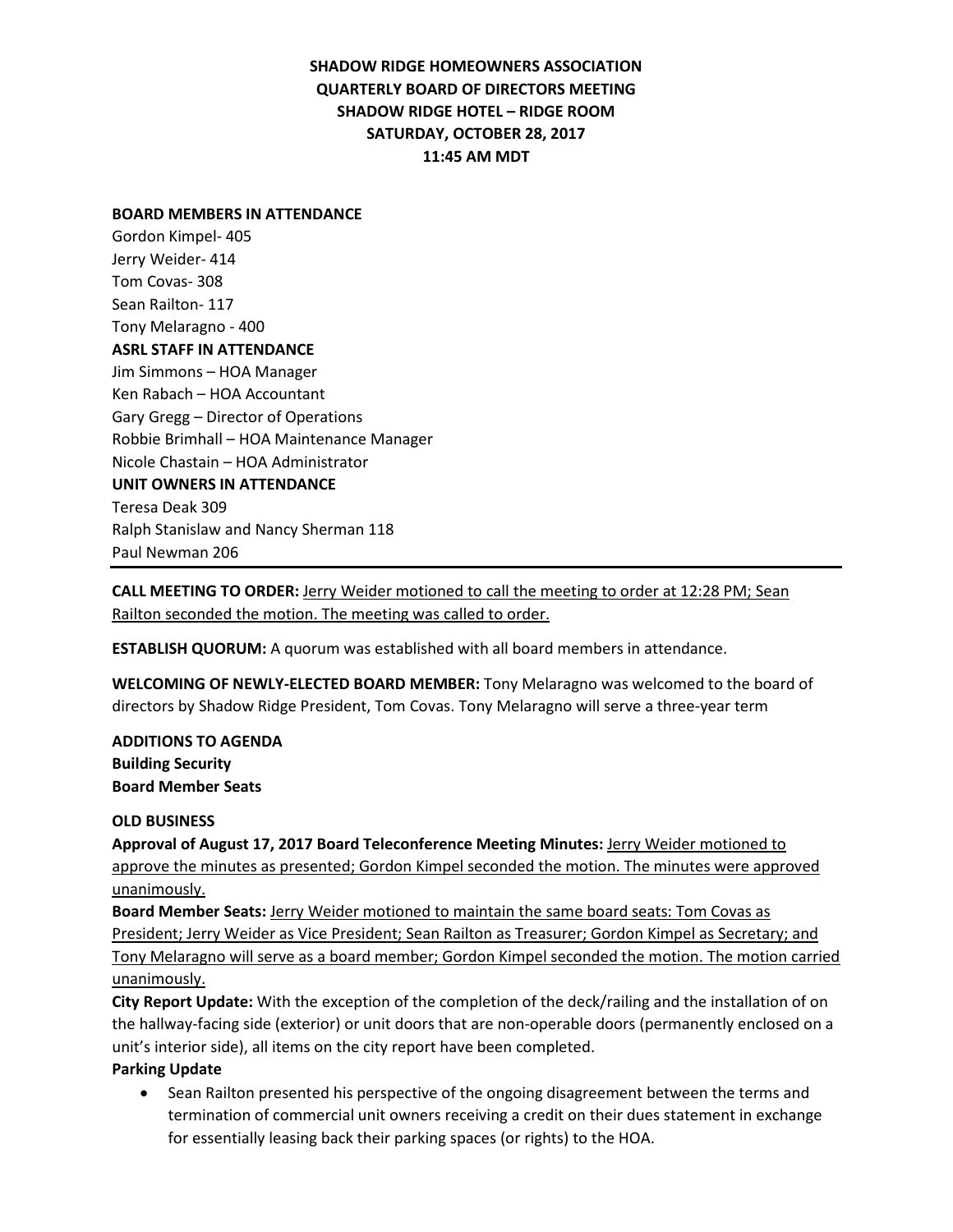**SHADOW RIDGE HOMEOWNERS ASSOCIATION**
**QUARTERLY BOARD OF DIRECTORS MEETING**
**SHADOW RIDGE HOTEL – RIDGE ROOM**
**SATURDAY, OCTOBER 28, 2017**
**11:45 AM MDT**

**BOARD MEMBERS IN ATTENDANCE**
Gordon Kimpel- 405
Jerry Weider- 414
Tom Covas- 308
Sean Railton- 117
Tony Melaragno - 400

**ASRL STAFF IN ATTENDANCE**
Jim Simmons – HOA Manager
Ken Rabach – HOA Accountant
Gary Gregg – Director of Operations
Robbie Brimhall – HOA Maintenance Manager
Nicole Chastain – HOA Administrator

**UNIT OWNERS IN ATTENDANCE**
Teresa Deak 309
Ralph Stanislaw and Nancy Sherman 118
Paul Newman 206

---

**CALL MEETING TO ORDER:** Jerry Weider motioned to call the meeting to order at 12:28 PM; Sean Railton seconded the motion. The meeting was called to order.

**ESTABLISH QUORUM:** A quorum was established with all board members in attendance.

**WELCOMING OF NEWLY-ELECTED BOARD MEMBER:** Tony Melaragno was welcomed to the board of directors by Shadow Ridge President, Tom Covas. Tony Melaragno will serve a three-year term

**ADDITIONS TO AGENDA**
**Building Security**
**Board Member Seats**

**OLD BUSINESS**

**Approval of August 17, 2017 Board Teleconference Meeting Minutes:** Jerry Weider motioned to approve the minutes as presented; Gordon Kimpel seconded the motion. The minutes were approved unanimously.

**Board Member Seats:** Jerry Weider motioned to maintain the same board seats: Tom Covas as President; Jerry Weider as Vice President; Sean Railton as Treasurer; Gordon Kimpel as Secretary; and Tony Melaragno will serve as a board member; Gordon Kimpel seconded the motion. The motion carried unanimously.

**City Report Update:** With the exception of the completion of the deck/railing and the installation of on the hallway-facing side (exterior) or unit doors that are non-operable doors (permanently enclosed on a unit's interior side), all items on the city report have been completed.

**Parking Update**

- Sean Railton presented his perspective of the ongoing disagreement between the terms and termination of commercial unit owners receiving a credit on their dues statement in exchange for essentially leasing back their parking spaces (or rights) to the HOA.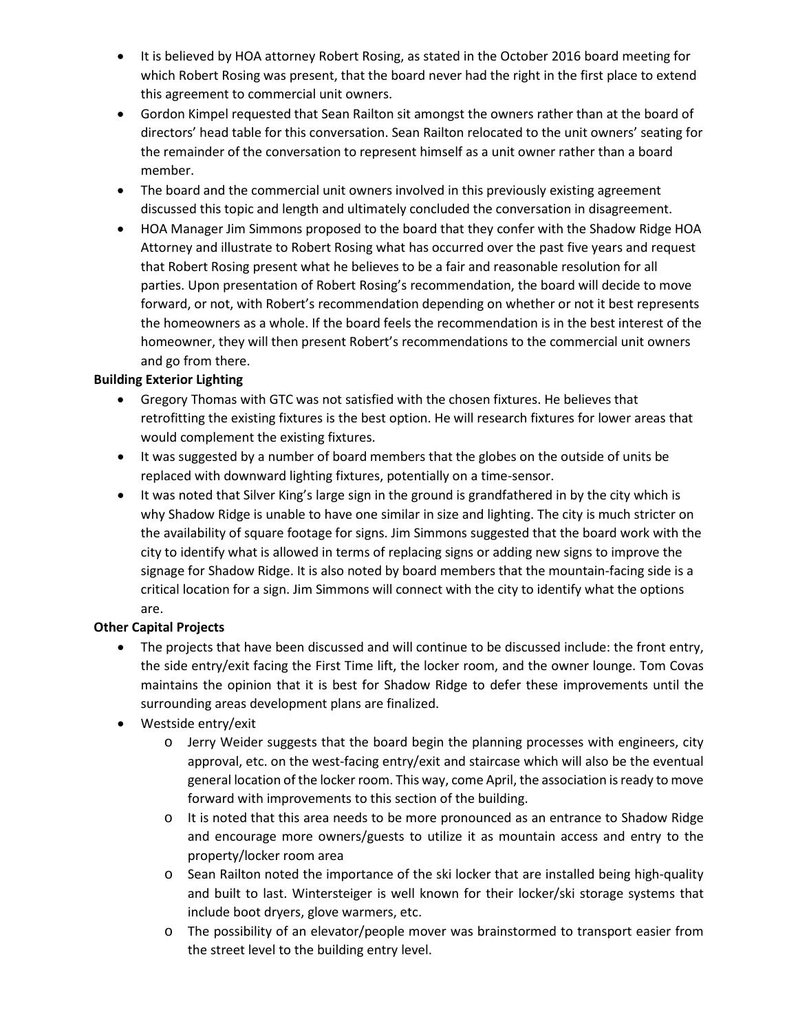- It is believed by HOA attorney Robert Rosing, as stated in the October 2016 board meeting for which Robert Rosing was present, that the board never had the right in the first place to extend this agreement to commercial unit owners.
- Gordon Kimpel requested that Sean Railton sit amongst the owners rather than at the board of directors' head table for this conversation. Sean Railton relocated to the unit owners' seating for the remainder of the conversation to represent himself as a unit owner rather than a board member.
- The board and the commercial unit owners involved in this previously existing agreement discussed this topic and length and ultimately concluded the conversation in disagreement.
- HOA Manager Jim Simmons proposed to the board that they confer with the Shadow Ridge HOA Attorney and illustrate to Robert Rosing what has occurred over the past five years and request that Robert Rosing present what he believes to be a fair and reasonable resolution for all parties. Upon presentation of Robert Rosing's recommendation, the board will decide to move forward, or not, with Robert's recommendation depending on whether or not it best represents the homeowners as a whole. If the board feels the recommendation is in the best interest of the homeowner, they will then present Robert's recommendations to the commercial unit owners and go from there.

**Building Exterior Lighting**

- Gregory Thomas with GTC was not satisfied with the chosen fixtures. He believes that retrofitting the existing fixtures is the best option. He will research fixtures for lower areas that would complement the existing fixtures.
- It was suggested by a number of board members that the globes on the outside of units be replaced with downward lighting fixtures, potentially on a time-sensor.
- It was noted that Silver King's large sign in the ground is grandfathered in by the city which is why Shadow Ridge is unable to have one similar in size and lighting. The city is much stricter on the availability of square footage for signs. Jim Simmons suggested that the board work with the city to identify what is allowed in terms of replacing signs or adding new signs to improve the signage for Shadow Ridge. It is also noted by board members that the mountain-facing side is a critical location for a sign. Jim Simmons will connect with the city to identify what the options are.

**Other Capital Projects**

- The projects that have been discussed and will continue to be discussed include: the front entry, the side entry/exit facing the First Time lift, the locker room, and the owner lounge. Tom Covas maintains the opinion that it is best for Shadow Ridge to defer these improvements until the surrounding areas development plans are finalized.
- Westside entry/exit
  - Jerry Weider suggests that the board begin the planning processes with engineers, city approval, etc. on the west-facing entry/exit and staircase which will also be the eventual general location of the locker room. This way, come April, the association is ready to move forward with improvements to this section of the building.
  - It is noted that this area needs to be more pronounced as an entrance to Shadow Ridge and encourage more owners/guests to utilize it as mountain access and entry to the property/locker room area
  - Sean Railton noted the importance of the ski locker that are installed being high-quality and built to last. Wintersteiger is well known for their locker/ski storage systems that include boot dryers, glove warmers, etc.
  - The possibility of an elevator/people mover was brainstormed to transport easier from the street level to the building entry level.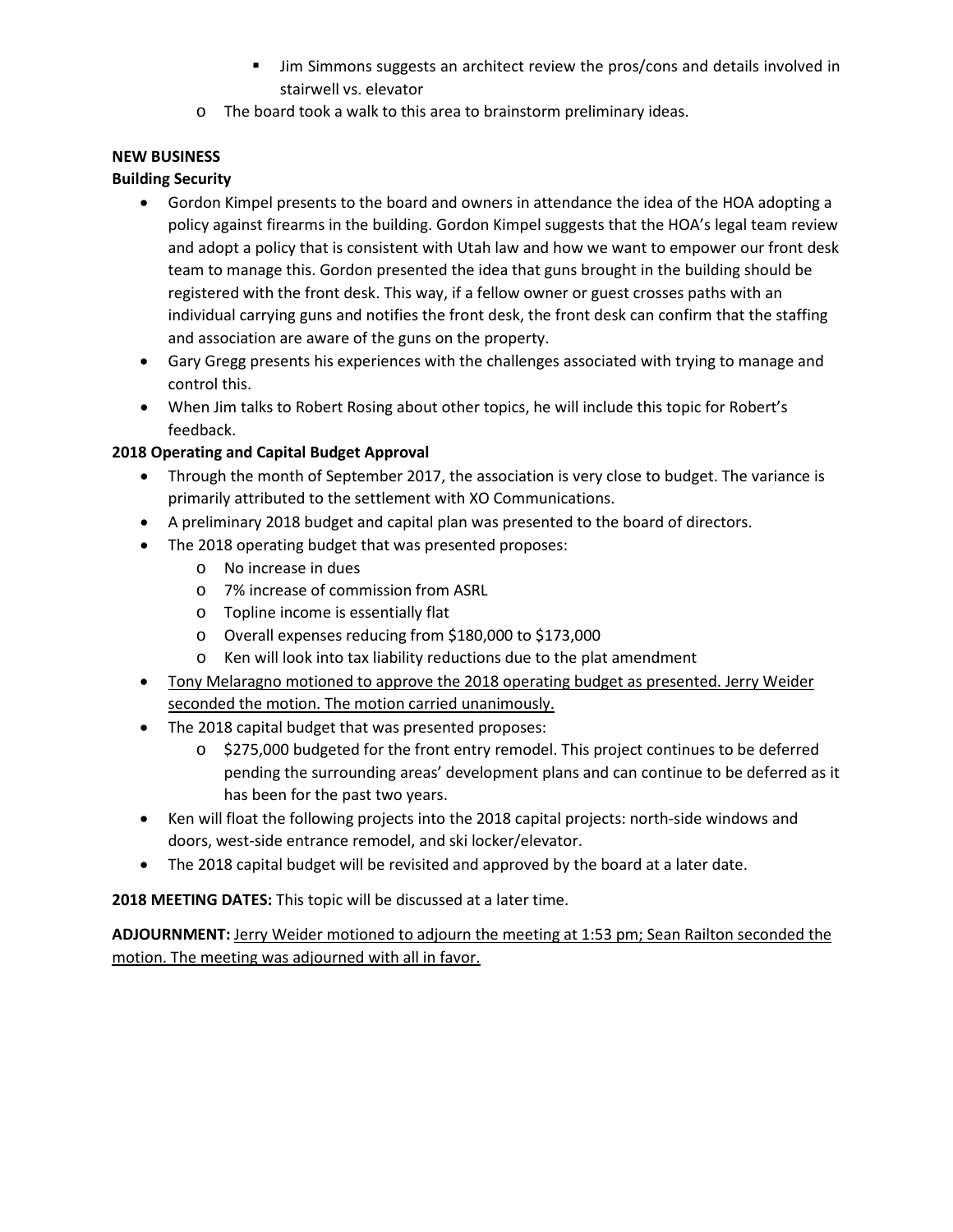- Jim Simmons suggests an architect review the pros/cons and details involved in stairwell vs. elevator
    - The board took a walk to this area to brainstorm preliminary ideas.

**NEW BUSINESS**

**Building Security**

- Gordon Kimpel presents to the board and owners in attendance the idea of the HOA adopting a policy against firearms in the building. Gordon Kimpel suggests that the HOA's legal team review and adopt a policy that is consistent with Utah law and how we want to empower our front desk team to manage this. Gordon presented the idea that guns brought in the building should be registered with the front desk. This way, if a fellow owner or guest crosses paths with an individual carrying guns and notifies the front desk, the front desk can confirm that the staffing and association are aware of the guns on the property.
- Gary Gregg presents his experiences with the challenges associated with trying to manage and control this.
- When Jim talks to Robert Rosing about other topics, he will include this topic for Robert's feedback.

**2018 Operating and Capital Budget Approval**

- Through the month of September 2017, the association is very close to budget. The variance is primarily attributed to the settlement with XO Communications.
- A preliminary 2018 budget and capital plan was presented to the board of directors.
- The 2018 operating budget that was presented proposes:
    - No increase in dues
    - 7% increase of commission from ASRL
    - Topline income is essentially flat
    - Overall expenses reducing from $180,000 to $173,000
    - Ken will look into tax liability reductions due to the plat amendment
- <u>Tony Melaragno motioned to approve the 2018 operating budget as presented. Jerry Weider seconded the motion. The motion carried unanimously.</u>
- The 2018 capital budget that was presented proposes:
    - $275,000 budgeted for the front entry remodel. This project continues to be deferred pending the surrounding areas' development plans and can continue to be deferred as it has been for the past two years.
- Ken will float the following projects into the 2018 capital projects: north-side windows and doors, west-side entrance remodel, and ski locker/elevator.
- The 2018 capital budget will be revisited and approved by the board at a later date.

**2018 MEETING DATES:** This topic will be discussed at a later time.

**ADJOURNMENT:** <u>Jerry Weider motioned to adjourn the meeting at 1:53 pm; Sean Railton seconded the motion. The meeting was adjourned with all in favor.</u>